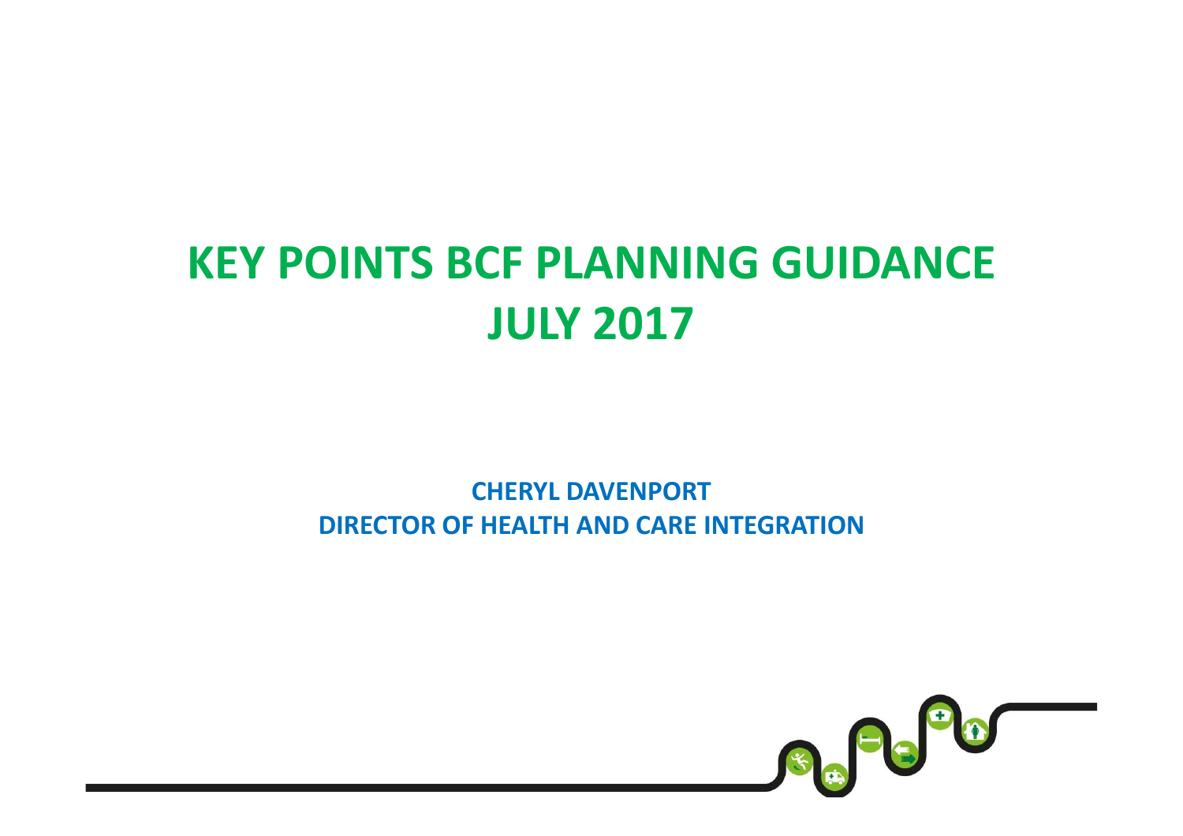# KEY POINTS BCF PLANNING GUIDANCE JULY 2017

**CHERYL DAVENPORT**
**DIRECTOR OF HEALTH AND CARE INTEGRATION**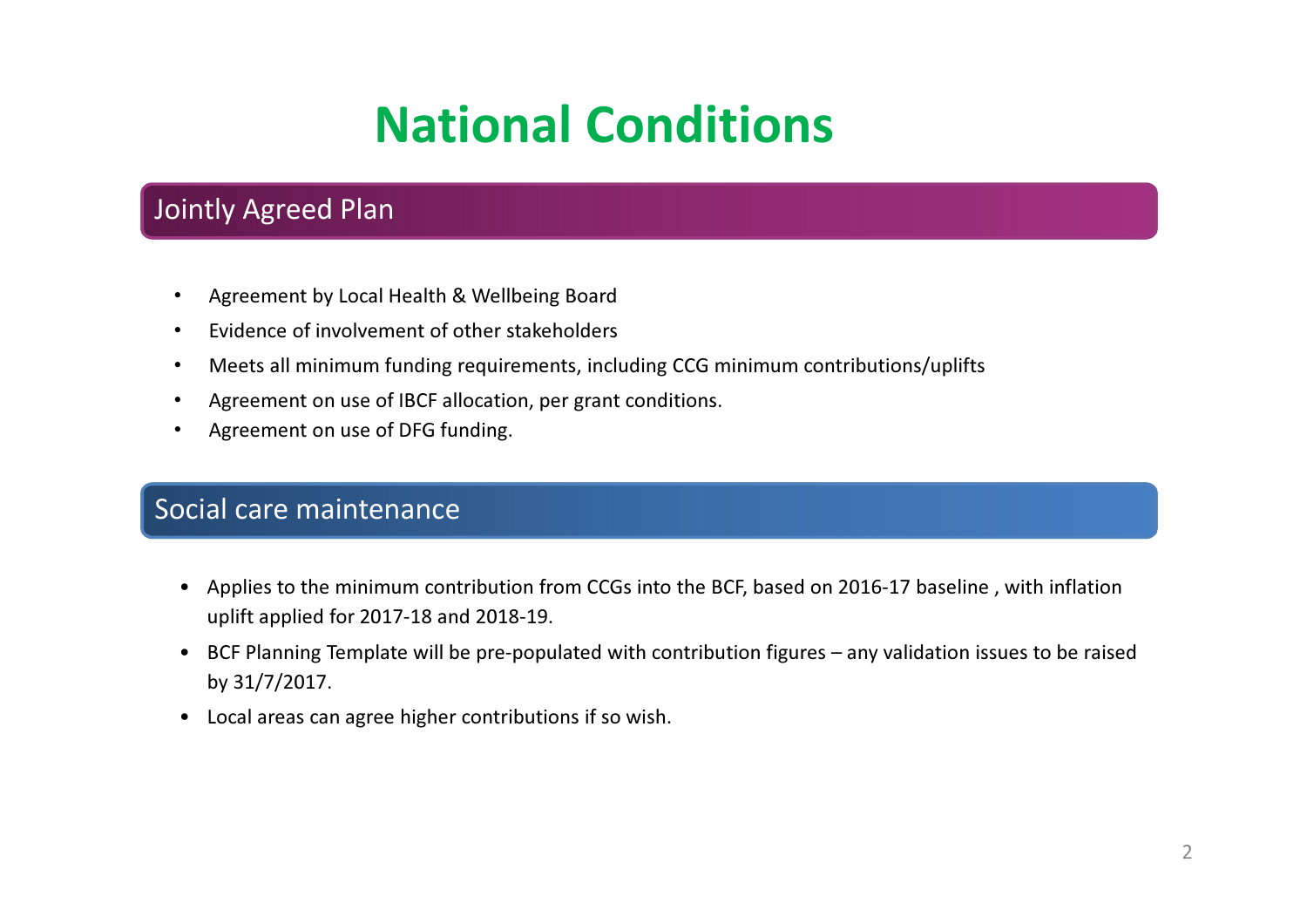# National Conditions

## Jointly Agreed Plan

- Agreement by Local Health & Wellbeing Board
- Evidence of involvement of other stakeholders
- Meets all minimum funding requirements, including CCG minimum contributions/uplifts
- Agreement on use of IBCF allocation, per grant conditions.
- Agreement on use of DFG funding.

## Social care maintenance

- Applies to the minimum contribution from CCGs into the BCF, based on 2016-17 baseline , with inflation uplift applied for 2017-18 and 2018-19.
- BCF Planning Template will be pre-populated with contribution figures – any validation issues to be raised by 31/7/2017.
- Local areas can agree higher contributions if so wish.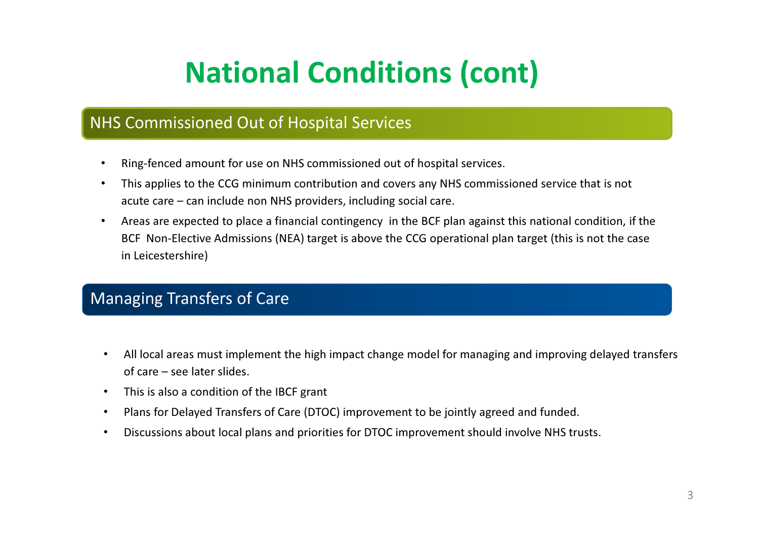# National Conditions (cont)

## NHS Commissioned Out of Hospital Services

- Ring-fenced amount for use on NHS commissioned out of hospital services.
- This applies to the CCG minimum contribution and covers any NHS commissioned service that is not acute care – can include non NHS providers, including social care.
- Areas are expected to place a financial contingency in the BCF plan against this national condition, if the BCF Non-Elective Admissions (NEA) target is above the CCG operational plan target (this is not the case in Leicestershire)

## Managing Transfers of Care

- All local areas must implement the high impact change model for managing and improving delayed transfers of care – see later slides.
- This is also a condition of the IBCF grant
- Plans for Delayed Transfers of Care (DTOC) improvement to be jointly agreed and funded.
- Discussions about local plans and priorities for DTOC improvement should involve NHS trusts.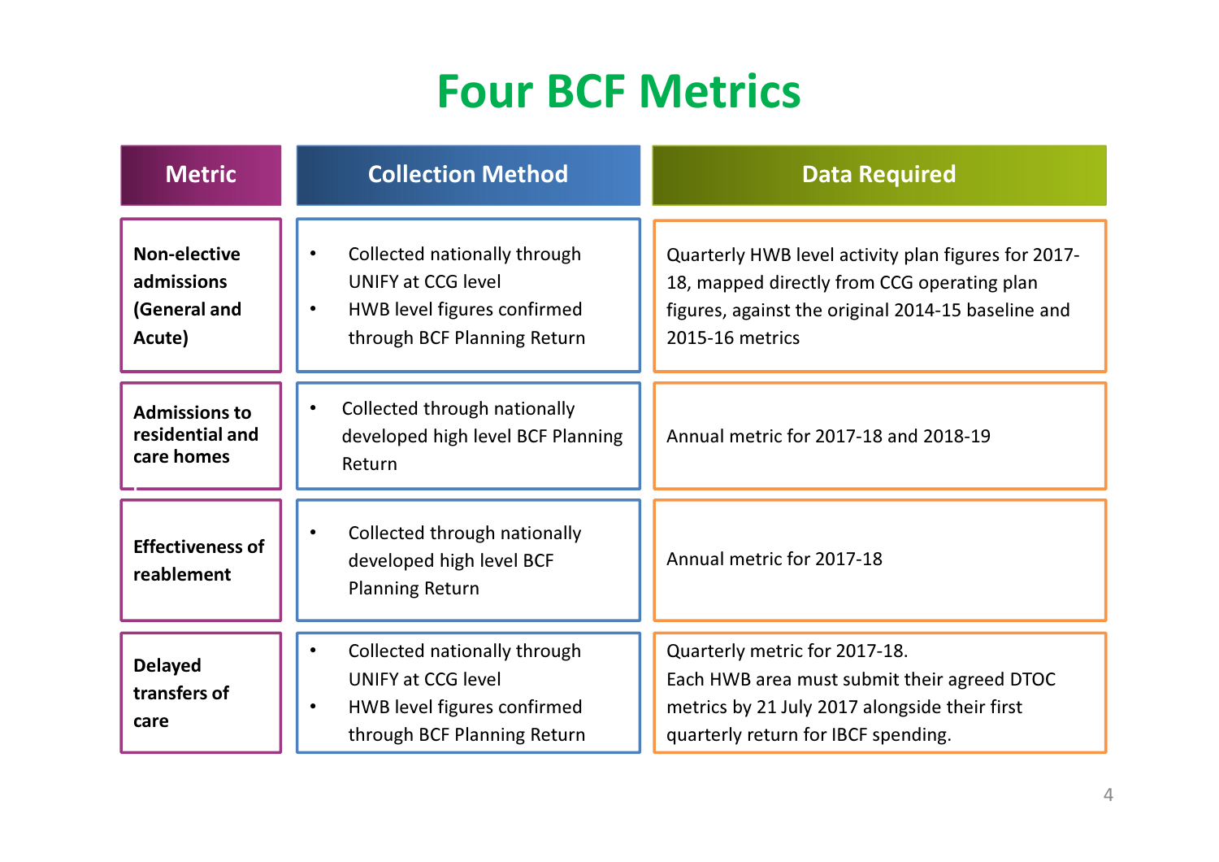# Four BCF Metrics

| Metric | Collection Method | Data Required |
|---|---|---|
| **Non-elective admissions (General and Acute)** | • Collected nationally through UNIFY at CCG level<br>• HWB level figures confirmed through BCF Planning Return | Quarterly HWB level activity plan figures for 2017-18, mapped directly from CCG operating plan figures, against the original 2014-15 baseline and 2015-16 metrics |
| **Admissions to residential and care homes** | • Collected through nationally developed high level BCF Planning Return | Annual metric for 2017-18 and 2018-19 |
| **Effectiveness of reablement** | • Collected through nationally developed high level BCF Planning Return | Annual metric for 2017-18 |
| **Delayed transfers of care** | • Collected nationally through UNIFY at CCG level<br>• HWB level figures confirmed through BCF Planning Return | Quarterly metric for 2017-18.<br>Each HWB area must submit their agreed DTOC metrics by 21 July 2017 alongside their first quarterly return for IBCF spending. |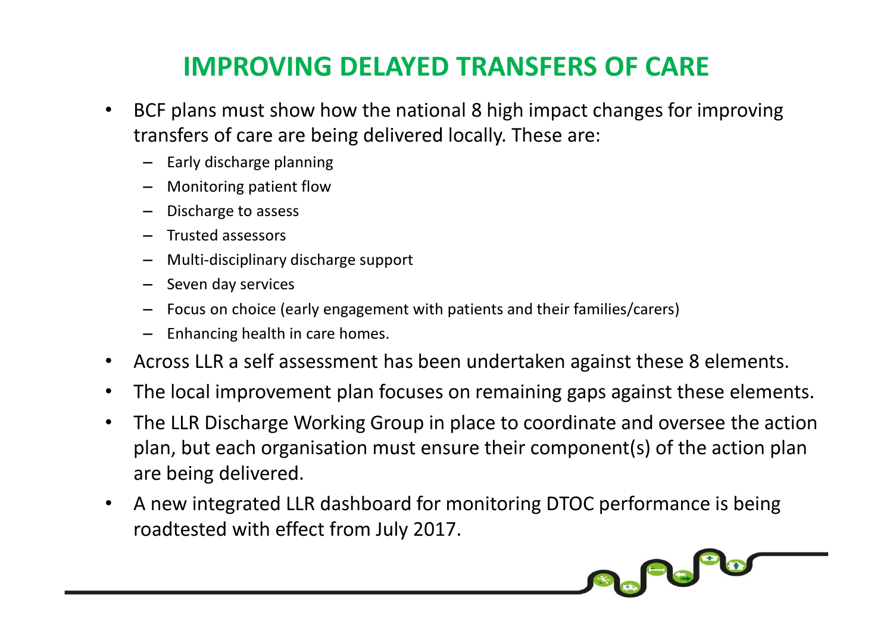# IMPROVING DELAYED TRANSFERS OF CARE

- BCF plans must show how the national 8 high impact changes for improving transfers of care are being delivered locally. These are:
  - Early discharge planning
  - Monitoring patient flow
  - Discharge to assess
  - Trusted assessors
  - Multi-disciplinary discharge support
  - Seven day services
  - Focus on choice (early engagement with patients and their families/carers)
  - Enhancing health in care homes.
- Across LLR a self assessment has been undertaken against these 8 elements.
- The local improvement plan focuses on remaining gaps against these elements.
- The LLR Discharge Working Group in place to coordinate and oversee the action plan, but each organisation must ensure their component(s) of the action plan are being delivered.
- A new integrated LLR dashboard for monitoring DTOC performance is being roadtested with effect from July 2017.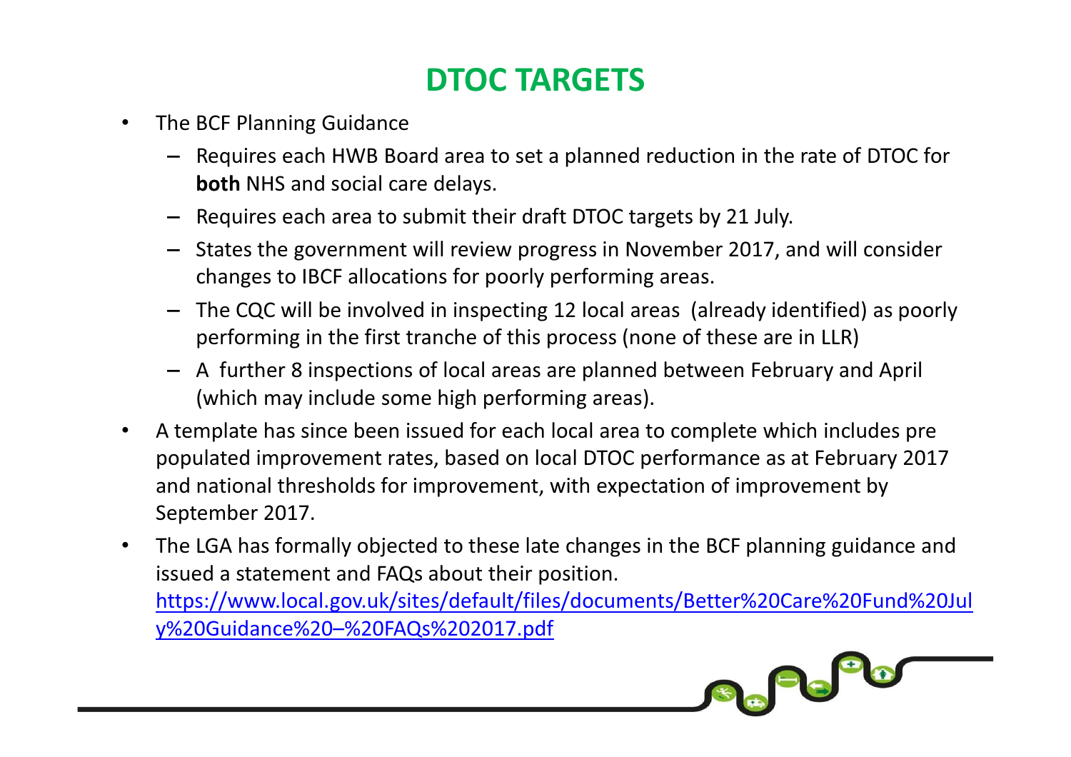# DTOC TARGETS

- The BCF Planning Guidance
  - Requires each HWB Board area to set a planned reduction in the rate of DTOC for **both** NHS and social care delays.
  - Requires each area to submit their draft DTOC targets by 21 July.
  - States the government will review progress in November 2017, and will consider changes to IBCF allocations for poorly performing areas.
  - The CQC will be involved in inspecting 12 local areas (already identified) as poorly performing in the first tranche of this process (none of these are in LLR)
  - A further 8 inspections of local areas are planned between February and April (which may include some high performing areas).
- A template has since been issued for each local area to complete which includes pre populated improvement rates, based on local DTOC performance as at February 2017 and national thresholds for improvement, with expectation of improvement by September 2017.
- The LGA has formally objected to these late changes in the BCF planning guidance and issued a statement and FAQs about their position. https://www.local.gov.uk/sites/default/files/documents/Better%20Care%20Fund%20July%20Guidance%20–%20FAQs%202017.pdf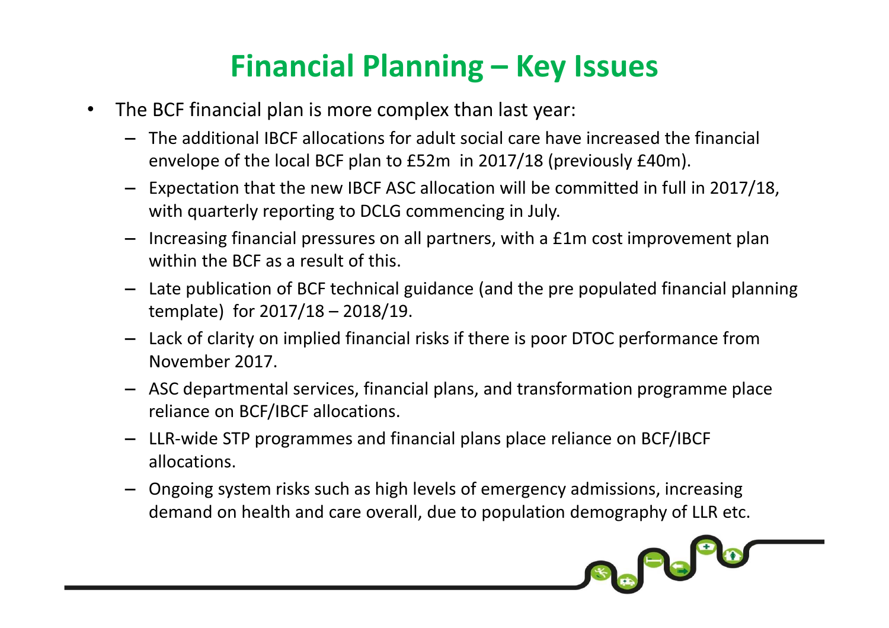# Financial Planning – Key Issues

- The BCF financial plan is more complex than last year:
  - The additional IBCF allocations for adult social care have increased the financial envelope of the local BCF plan to £52m in 2017/18 (previously £40m).
  - Expectation that the new IBCF ASC allocation will be committed in full in 2017/18, with quarterly reporting to DCLG commencing in July.
  - Increasing financial pressures on all partners, with a £1m cost improvement plan within the BCF as a result of this.
  - Late publication of BCF technical guidance (and the pre populated financial planning template) for 2017/18 – 2018/19.
  - Lack of clarity on implied financial risks if there is poor DTOC performance from November 2017.
  - ASC departmental services, financial plans, and transformation programme place reliance on BCF/IBCF allocations.
  - LLR-wide STP programmes and financial plans place reliance on BCF/IBCF allocations.
  - Ongoing system risks such as high levels of emergency admissions, increasing demand on health and care overall, due to population demography of LLR etc.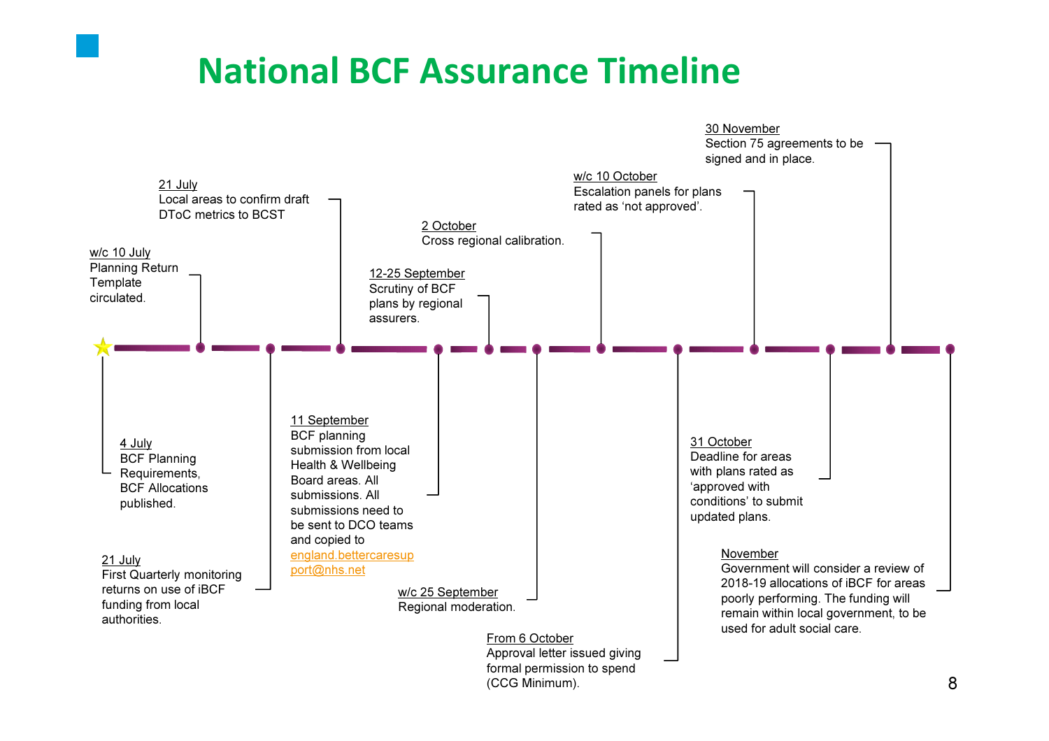# National BCF Assurance Timeline

4 July
BCF Planning Requirements, BCF Allocations published.

w/c 10 July
Planning Return Template circulated.

21 July
First Quarterly monitoring returns on use of iBCF funding from local authorities.

21 July
Local areas to confirm draft DToC metrics to BCST

11 September
BCF planning submission from local Health & Wellbeing Board areas. All submissions. All submissions need to be sent to DCO teams and copied to england.bettercaresupport@nhs.net

12-25 September
Scrutiny of BCF plans by regional assurers.

w/c 25 September
Regional moderation.

2 October
Cross regional calibration.

From 6 October
Approval letter issued giving formal permission to spend (CCG Minimum).

w/c 10 October
Escalation panels for plans rated as 'not approved'.

31 October
Deadline for areas with plans rated as 'approved with conditions' to submit updated plans.

30 November
Section 75 agreements to be signed and in place.

November
Government will consider a review of 2018-19 allocations of iBCF for areas poorly performing. The funding will remain within local government, to be used for adult social care.